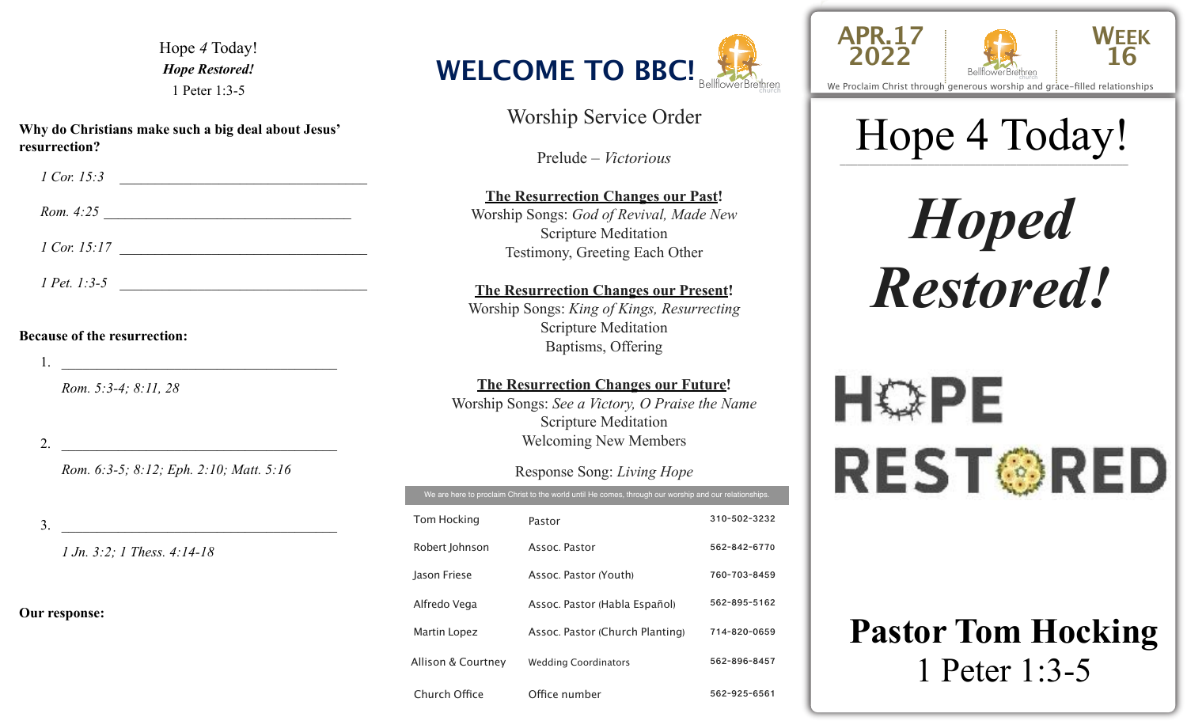Hope *4* Today!

***Hope Restored!***

1 Peter 1:3-5

**Why do Christians make such a big deal about Jesus' resurrection?**

*1 Cor. 15:3* ________________________________

*Rom. 4:25* ________________________________

*1 Cor. 15:17* ________________________________

*1 Pet. 1:3-5* ________________________________

**Because of the resurrection:**

1. ____________________________________

   *Rom. 5:3-4; 8:11, 28*

2. ____________________________________

   *Rom. 6:3-5; 8:12; Eph. 2:10; Matt. 5:16*

3. ____________________________________

   *1 Jn. 3:2; 1 Thess. 4:14-18*

**Our response:**

# WELCOME TO BBC!

BellflowerBrethren church

## Worship Service Order

Prelude – *Victorious*

**The Resurrection Changes our Past!**
Worship Songs: *God of Revival, Made New*
Scripture Meditation
Testimony, Greeting Each Other

**The Resurrection Changes our Present!**
Worship Songs: *King of Kings, Resurrecting*
Scripture Meditation
Baptisms, Offering

**The Resurrection Changes our Future!**
Worship Songs: *See a Victory, O Praise the Name*
Scripture Meditation
Welcoming New Members

Response Song: *Living Hope*

We are here to proclaim Christ to the world until He comes, through our worship and our relationships.

| | | |
|---|---|---|
| Tom Hocking | Pastor | 310-502-3232 |
| Robert Johnson | Assoc. Pastor | 562-842-6770 |
| Jason Friese | Assoc. Pastor (Youth) | 760-703-8459 |
| Alfredo Vega | Assoc. Pastor (Habla Español) | 562-895-5162 |
| Martin Lopez | Assoc. Pastor (Church Planting) | 714-820-0659 |
| Allison & Courtney | Wedding Coordinators | 562-896-8457 |
| Church Office | Office number | 562-925-6561 |

APR.17 2022 | BellflowerBrethren church | WEEK 16

We Proclaim Christ through generous worship and grace-filled relationships

# Hope 4 Today!

# *Hoped Restored!*

HOPE RESTORED

**Pastor Tom Hocking**

1 Peter 1:3-5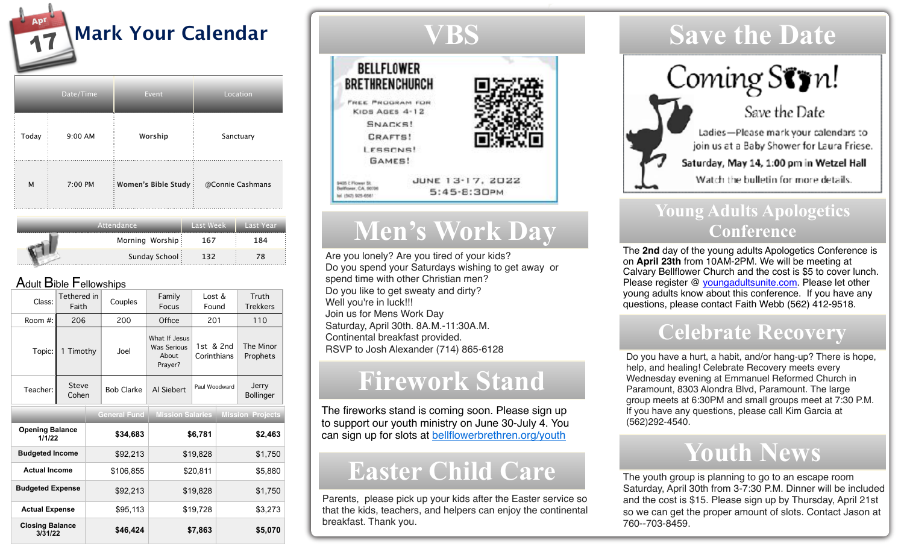# Mark Your Calendar

| Date/Time | | Event | Location |
|---|---|---|---|
| Today | 9:00 AM | Worship | Sanctuary |
| M | 7:00 PM | Women's Bible Study | @Connie Cashmans |

| Attendance | Last Week | Last Year |
|---|---|---|
| Morning Worship | 167 | 184 |
| Sunday School | 132 | 78 |

## Adult Bible Fellowships

| Class: | Tethered in Faith | Couples | Family Focus | Lost & Found | Truth Trekkers |
|---|---|---|---|---|---|
| Room #: | 206 | 200 | Office | 201 | 110 |
| Topic: | 1 Timothy | Joel | What If Jesus Was Serious About Prayer? | 1st & 2nd Corinthians | The Minor Prophets |
| Teacher: | Steve Cohen | Bob Clarke | Al Siebert | Paul Woodward | Jerry Bollinger |

| | General Fund | Mission Salaries | Mission Projects |
|---|---|---|---|
| Opening Balance 1/1/22 | $34,683 | $6,781 | $2,463 |
| Budgeted Income | $92,213 | $19,828 | $1,750 |
| Actual Income | $106,855 | $20,811 | $5,880 |
| Budgeted Expense | $92,213 | $19,828 | $1,750 |
| Actual Expense | $95,113 | $19,728 | $3,273 |
| Closing Balance 3/31/22 | $46,424 | $7,863 | $5,070 |

# VBS

BELLFLOWER BRETHREN CHURCH

FREE PROGRAM FOR KIDS AGES 4-12

SNACKS!

CRAFTS!

LESSONS!

GAMES!

9405 E Flower St. Bellflower, CA 90706 tel. (562) 925-6561

JUNE 13-17, 2022

5:45-8:30PM

# Men's Work Day

Are you lonely? Are you tired of your kids?
Do you spend your Saturdays wishing to get away or spend time with other Christian men?
Do you like to get sweaty and dirty?
Well you're in luck!!!
Join us for Mens Work Day
Saturday, April 30th. 8A.M.-11:30A.M.
Continental breakfast provided.
RSVP to Josh Alexander (714) 865-6128

# Firework Stand

The fireworks stand is coming soon. Please sign up to support our youth ministry on June 30-July 4. You can sign up for slots at bellflowerbrethren.org/youth

# Easter Child Care

Parents, please pick up your kids after the Easter service so that the kids, teachers, and helpers can enjoy the continental breakfast. Thank you.

# Save the Date

Coming Soon!

Save the Date

Ladies—Please mark your calendars to join us at a Baby Shower for Laura Friese.

**Saturday, May 14, 1:00 pm in Wetzel Hall**

Watch the bulletin for more details.

# Young Adults Apologetics Conference

The **2nd** day of the young adults Apologetics Conference is on **April 23th** from 10AM-2PM. We will be meeting at Calvary Bellflower Church and the cost is $5 to cover lunch. Please register @ youngadultsunite.com. Please let other young adults know about this conference. If you have any questions, please contact Faith Webb (562) 412-9518.

# Celebrate Recovery

Do you have a hurt, a habit, and/or hang-up? There is hope, help, and healing! Celebrate Recovery meets every Wednesday evening at Emmanuel Reformed Church in Paramount, 8303 Alondra Blvd, Paramount. The large group meets at 6:30PM and small groups meet at 7:30 P.M. If you have any questions, please call Kim Garcia at (562)292-4540.

# Youth News

The youth group is planning to go to an escape room Saturday, April 30th from 3-7:30 P.M. Dinner will be included and the cost is $15. Please sign up by Thursday, April 21st so we can get the proper amount of slots. Contact Jason at 760--703-8459.